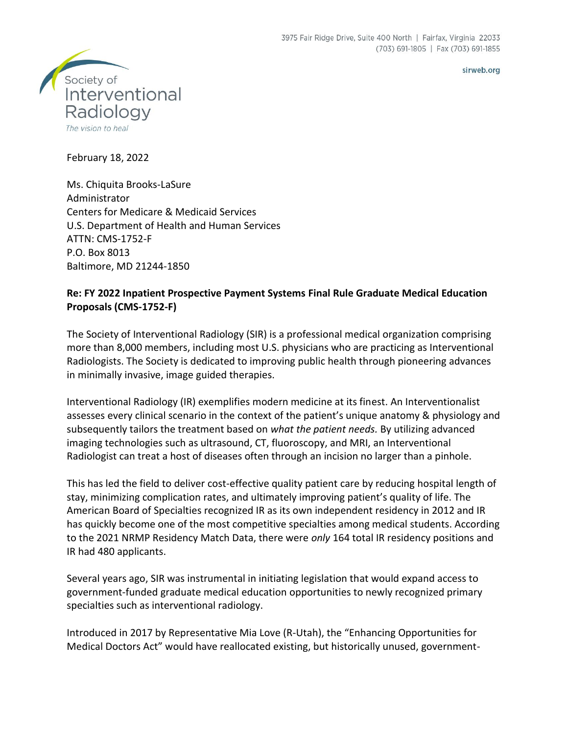3975 Fair Ridge Drive, Suite 400 North | Fairfax, Virginia 22033
(703) 691-1805 | Fax (703) 691-1855

sirweb.org

Society of Interventional Radiology
*The vision to heal*

February 18, 2022

Ms. Chiquita Brooks-LaSure
Administrator
Centers for Medicare & Medicaid Services
U.S. Department of Health and Human Services
ATTN: CMS-1752-F
P.O. Box 8013
Baltimore, MD 21244-1850

**Re: FY 2022 Inpatient Prospective Payment Systems Final Rule Graduate Medical Education Proposals (CMS-1752-F)**

The Society of Interventional Radiology (SIR) is a professional medical organization comprising more than 8,000 members, including most U.S. physicians who are practicing as Interventional Radiologists. The Society is dedicated to improving public health through pioneering advances in minimally invasive, image guided therapies.

Interventional Radiology (IR) exemplifies modern medicine at its finest. An Interventionalist assesses every clinical scenario in the context of the patient's unique anatomy & physiology and subsequently tailors the treatment based on *what the patient needs.* By utilizing advanced imaging technologies such as ultrasound, CT, fluoroscopy, and MRI, an Interventional Radiologist can treat a host of diseases often through an incision no larger than a pinhole.

This has led the field to deliver cost-effective quality patient care by reducing hospital length of stay, minimizing complication rates, and ultimately improving patient's quality of life. The American Board of Specialties recognized IR as its own independent residency in 2012 and IR has quickly become one of the most competitive specialties among medical students. According to the 2021 NRMP Residency Match Data, there were *only* 164 total IR residency positions and IR had 480 applicants.

Several years ago, SIR was instrumental in initiating legislation that would expand access to government-funded graduate medical education opportunities to newly recognized primary specialties such as interventional radiology.

Introduced in 2017 by Representative Mia Love (R-Utah), the "Enhancing Opportunities for Medical Doctors Act" would have reallocated existing, but historically unused, government-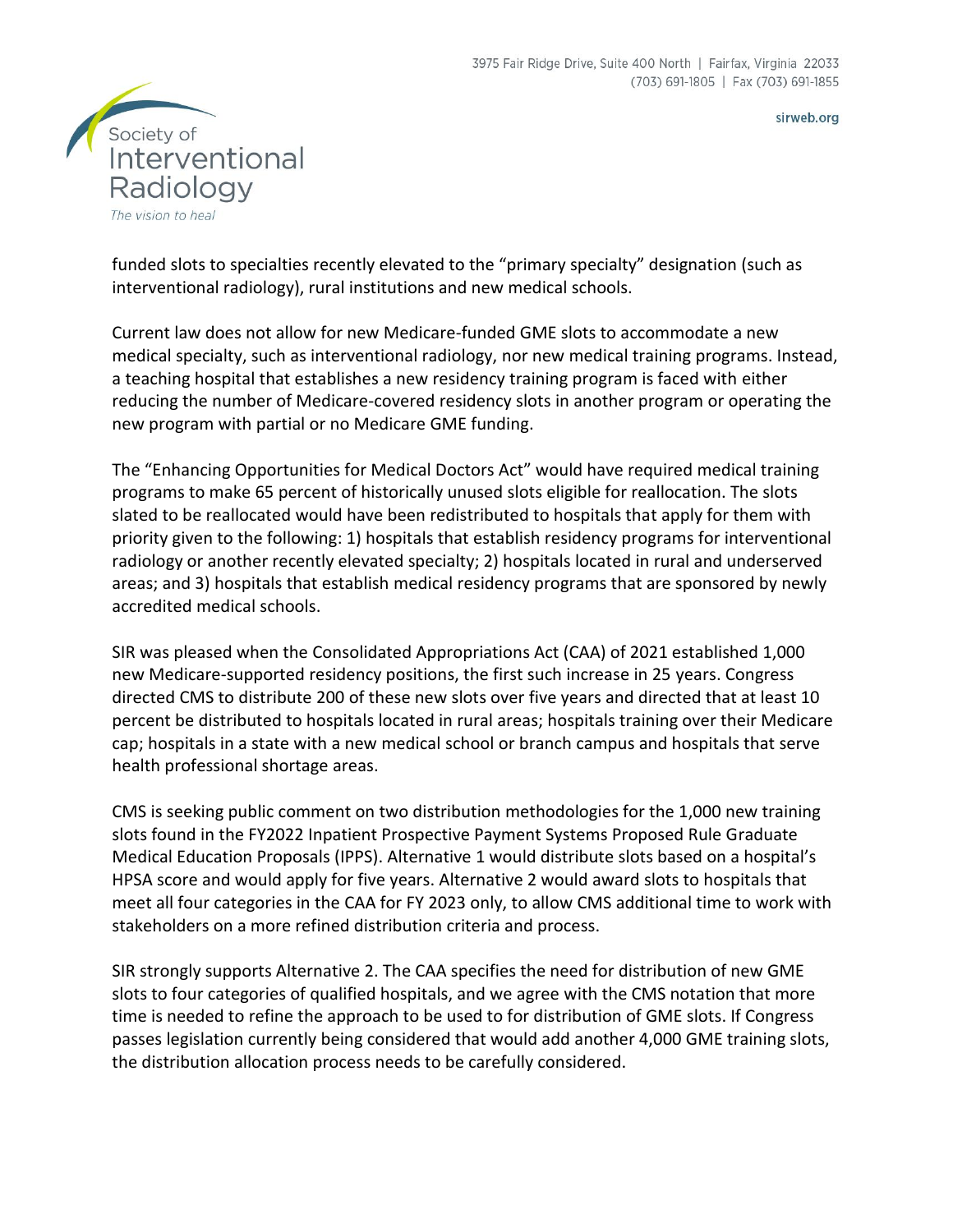funded slots to specialties recently elevated to the "primary specialty" designation (such as interventional radiology), rural institutions and new medical schools.

Current law does not allow for new Medicare-funded GME slots to accommodate a new medical specialty, such as interventional radiology, nor new medical training programs. Instead, a teaching hospital that establishes a new residency training program is faced with either reducing the number of Medicare-covered residency slots in another program or operating the new program with partial or no Medicare GME funding.

The "Enhancing Opportunities for Medical Doctors Act" would have required medical training programs to make 65 percent of historically unused slots eligible for reallocation. The slots slated to be reallocated would have been redistributed to hospitals that apply for them with priority given to the following: 1) hospitals that establish residency programs for interventional radiology or another recently elevated specialty; 2) hospitals located in rural and underserved areas; and 3) hospitals that establish medical residency programs that are sponsored by newly accredited medical schools.

SIR was pleased when the Consolidated Appropriations Act (CAA) of 2021 established 1,000 new Medicare-supported residency positions, the first such increase in 25 years. Congress directed CMS to distribute 200 of these new slots over five years and directed that at least 10 percent be distributed to hospitals located in rural areas; hospitals training over their Medicare cap; hospitals in a state with a new medical school or branch campus and hospitals that serve health professional shortage areas.

CMS is seeking public comment on two distribution methodologies for the 1,000 new training slots found in the FY2022 Inpatient Prospective Payment Systems Proposed Rule Graduate Medical Education Proposals (IPPS). Alternative 1 would distribute slots based on a hospital's HPSA score and would apply for five years. Alternative 2 would award slots to hospitals that meet all four categories in the CAA for FY 2023 only, to allow CMS additional time to work with stakeholders on a more refined distribution criteria and process.

SIR strongly supports Alternative 2. The CAA specifies the need for distribution of new GME slots to four categories of qualified hospitals, and we agree with the CMS notation that more time is needed to refine the approach to be used to for distribution of GME slots. If Congress passes legislation currently being considered that would add another 4,000 GME training slots, the distribution allocation process needs to be carefully considered.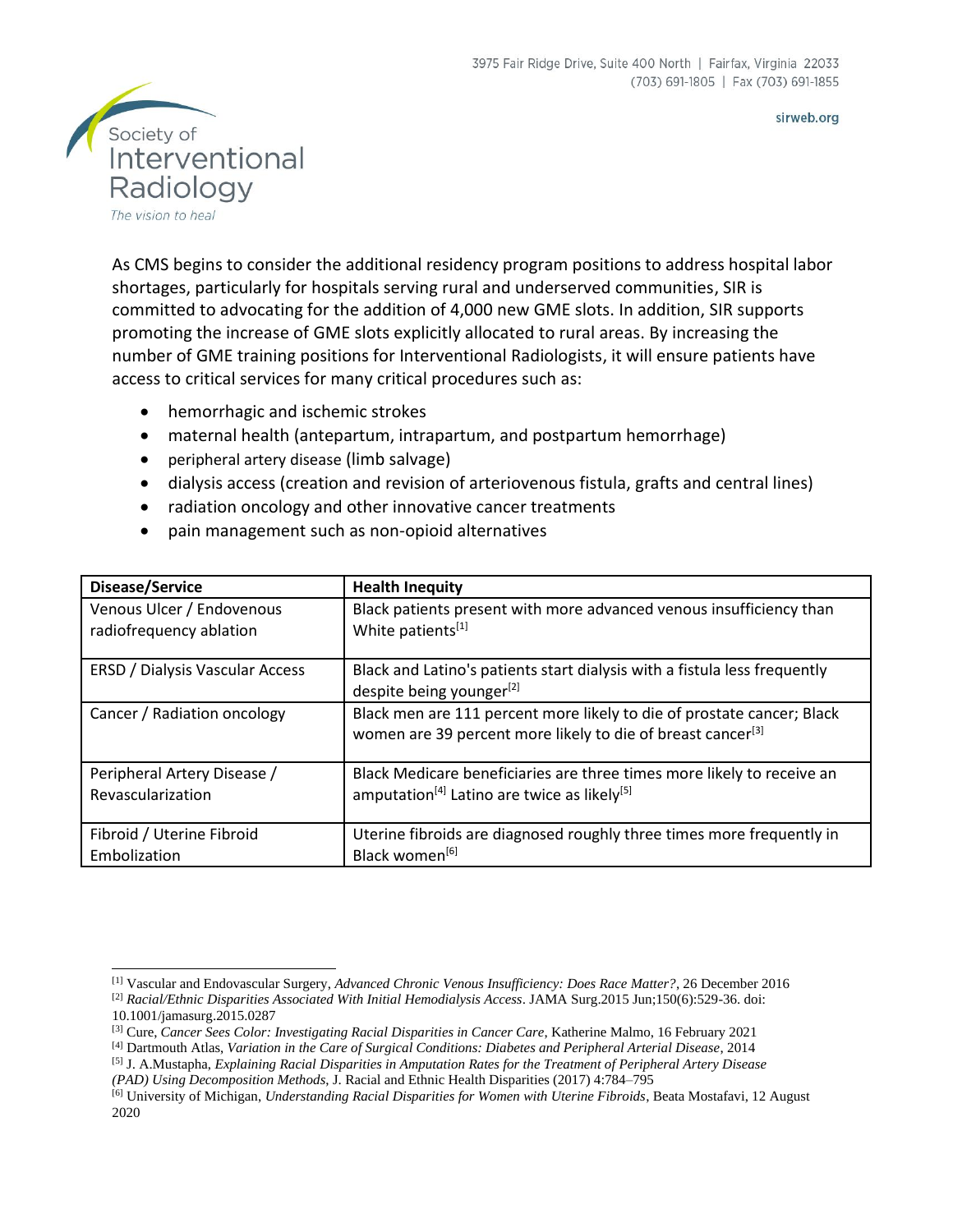As CMS begins to consider the additional residency program positions to address hospital labor shortages, particularly for hospitals serving rural and underserved communities, SIR is committed to advocating for the addition of 4,000 new GME slots. In addition, SIR supports promoting the increase of GME slots explicitly allocated to rural areas. By increasing the number of GME training positions for Interventional Radiologists, it will ensure patients have access to critical services for many critical procedures such as:

- hemorrhagic and ischemic strokes
- maternal health (antepartum, intrapartum, and postpartum hemorrhage)
- peripheral artery disease (limb salvage)
- dialysis access (creation and revision of arteriovenous fistula, grafts and central lines)
- radiation oncology and other innovative cancer treatments
- pain management such as non-opioid alternatives

| Disease/Service | Health Inequity |
|---|---|
| Venous Ulcer / Endovenous radiofrequency ablation | Black patients present with more advanced venous insufficiency than White patients[1] |
| ERSD / Dialysis Vascular Access | Black and Latino's patients start dialysis with a fistula less frequently despite being younger[2] |
| Cancer / Radiation oncology | Black men are 111 percent more likely to die of prostate cancer; Black women are 39 percent more likely to die of breast cancer[3] |
| Peripheral Artery Disease / Revascularization | Black Medicare beneficiaries are three times more likely to receive an amputation[4] Latino are twice as likely[5] |
| Fibroid / Uterine Fibroid Embolization | Uterine fibroids are diagnosed roughly three times more frequently in Black women[6] |

---

[1] Vascular and Endovascular Surgery, *Advanced Chronic Venous Insufficiency: Does Race Matter?*, 26 December 2016

[2] *Racial/Ethnic Disparities Associated With Initial Hemodialysis Access*. JAMA Surg.2015 Jun;150(6):529-36. doi: 10.1001/jamasurg.2015.0287

[3] Cure, *Cancer Sees Color: Investigating Racial Disparities in Cancer Care*, Katherine Malmo, 16 February 2021

[4] Dartmouth Atlas, *Variation in the Care of Surgical Conditions: Diabetes and Peripheral Arterial Disease*, 2014

[5] J. A.Mustapha, *Explaining Racial Disparities in Amputation Rates for the Treatment of Peripheral Artery Disease (PAD) Using Decomposition Methods*, J. Racial and Ethnic Health Disparities (2017) 4:784–795

[6] University of Michigan, *Understanding Racial Disparities for Women with Uterine Fibroids*, Beata Mostafavi, 12 August 2020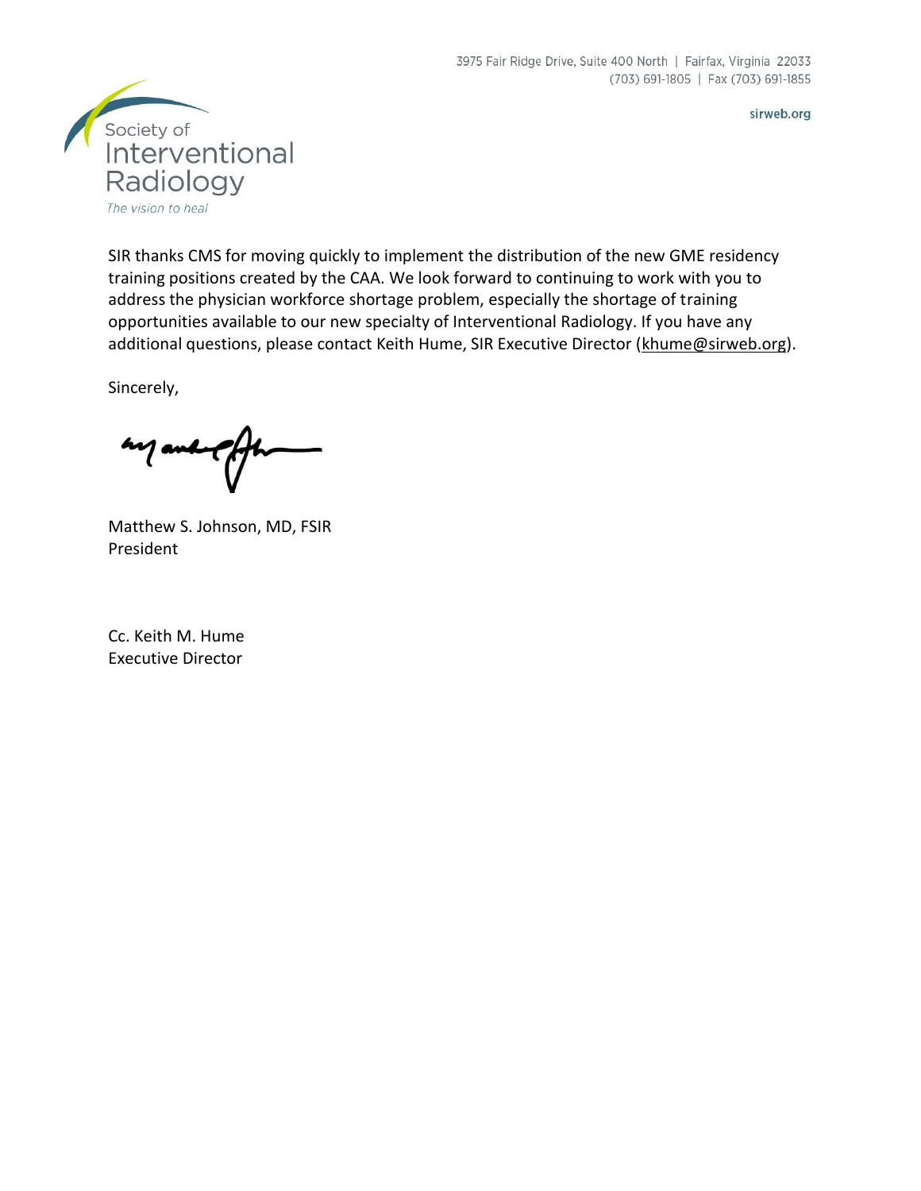SIR thanks CMS for moving quickly to implement the distribution of the new GME residency training positions created by the CAA. We look forward to continuing to work with you to address the physician workforce shortage problem, especially the shortage of training opportunities available to our new specialty of Interventional Radiology. If you have any additional questions, please contact Keith Hume, SIR Executive Director (khume@sirweb.org).

Sincerely,

Matthew S. Johnson, MD, FSIR
President

Cc. Keith M. Hume
Executive Director